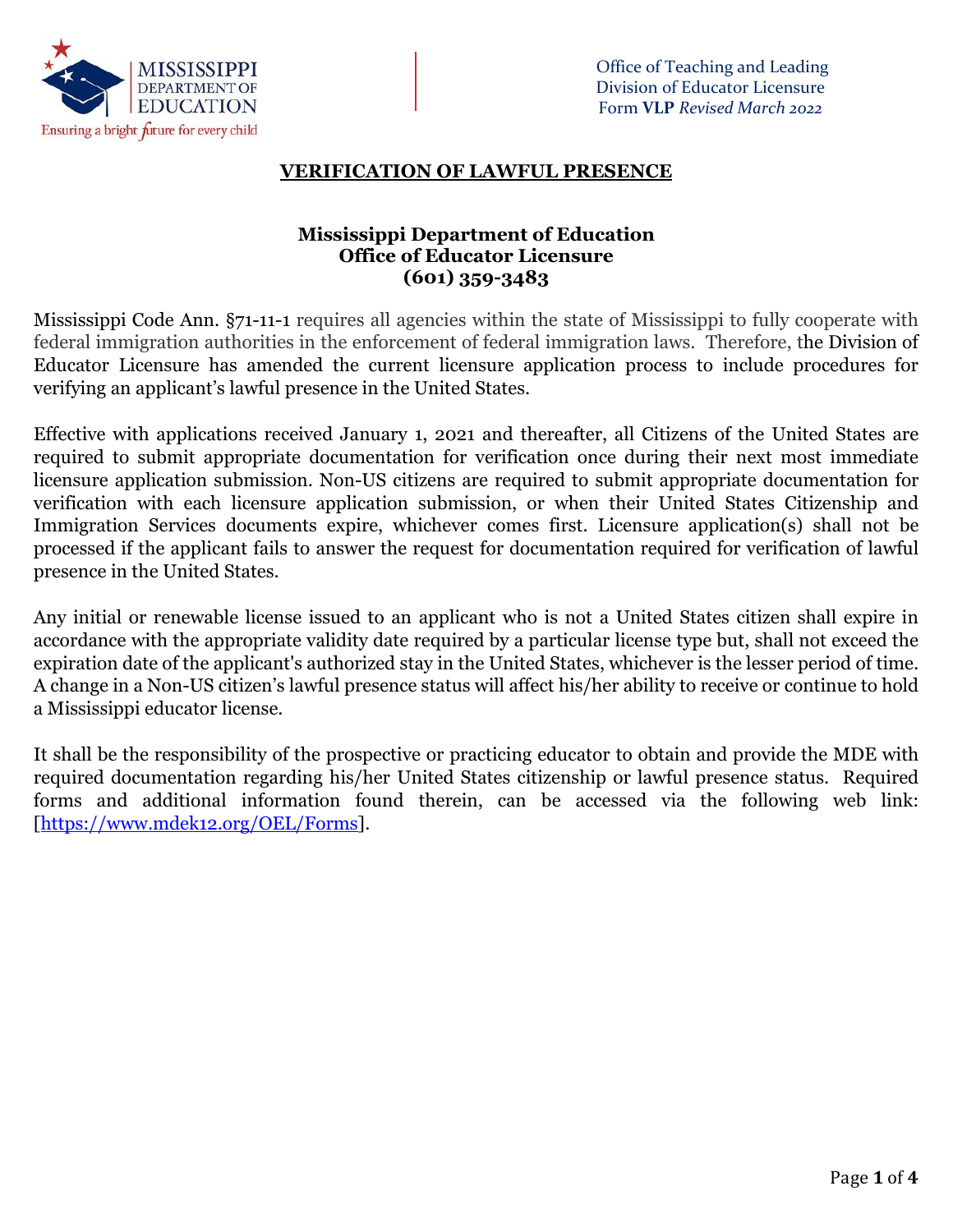MISSISSIPPI DEPARTMENT OF EDUCATION
Ensuring a bright future for every child

Office of Teaching and Leading
Division of Educator Licensure
Form **VLP** *Revised March 2022*

# VERIFICATION OF LAWFUL PRESENCE

**Mississippi Department of Education**
**Office of Educator Licensure**
**(601) 359-3483**

Mississippi Code Ann. §71-11-1 requires all agencies within the state of Mississippi to fully cooperate with federal immigration authorities in the enforcement of federal immigration laws. Therefore, the Division of Educator Licensure has amended the current licensure application process to include procedures for verifying an applicant's lawful presence in the United States.

Effective with applications received January 1, 2021 and thereafter, all Citizens of the United States are required to submit appropriate documentation for verification once during their next most immediate licensure application submission. Non-US citizens are required to submit appropriate documentation for verification with each licensure application submission, or when their United States Citizenship and Immigration Services documents expire, whichever comes first. Licensure application(s) shall not be processed if the applicant fails to answer the request for documentation required for verification of lawful presence in the United States.

Any initial or renewable license issued to an applicant who is not a United States citizen shall expire in accordance with the appropriate validity date required by a particular license type but, shall not exceed the expiration date of the applicant's authorized stay in the United States, whichever is the lesser period of time. A change in a Non-US citizen's lawful presence status will affect his/her ability to receive or continue to hold a Mississippi educator license.

It shall be the responsibility of the prospective or practicing educator to obtain and provide the MDE with required documentation regarding his/her United States citizenship or lawful presence status. Required forms and additional information found therein, can be accessed via the following web link: [https://www.mdek12.org/OEL/Forms].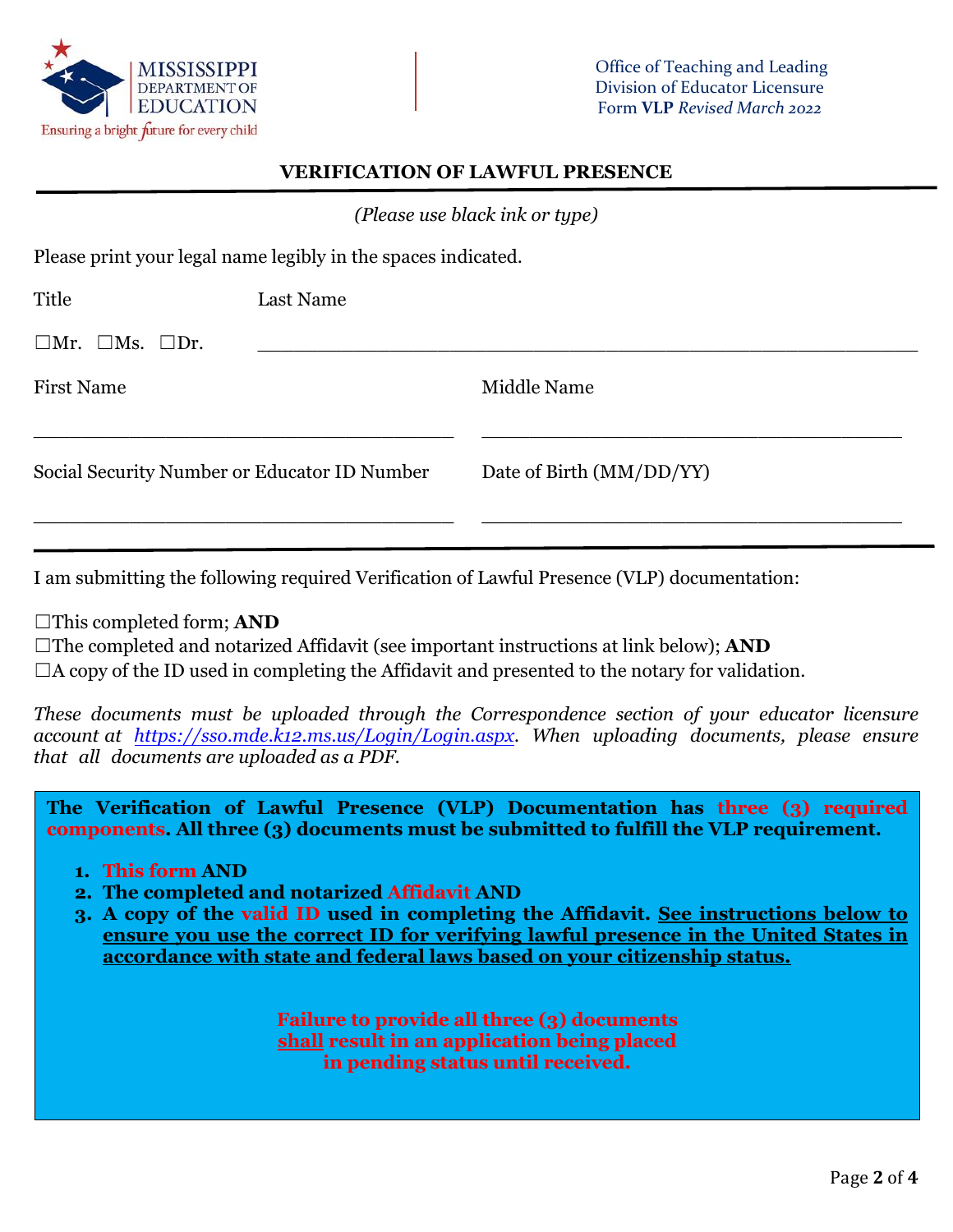Office of Teaching and Leading
Division of Educator Licensure
Form **VLP** *Revised March 2022*

## VERIFICATION OF LAWFUL PRESENCE

*(Please use black ink or type)*

Please print your legal name legibly in the spaces indicated.

Title ☐Mr. ☐Ms. ☐Dr.

Last Name ______________________________________________

First Name ______________________________

Middle Name ______________________________

Social Security Number or Educator ID Number ______________________________

Date of Birth (MM/DD/YY) ______________________________

---

I am submitting the following required Verification of Lawful Presence (VLP) documentation:

☐This completed form; **AND**
☐The completed and notarized Affidavit (see important instructions at link below); **AND**
☐A copy of the ID used in completing the Affidavit and presented to the notary for validation.

*These documents must be uploaded through the Correspondence section of your educator licensure account at https://sso.mde.k12.ms.us/Login/Login.aspx. When uploading documents, please ensure that all documents are uploaded as a PDF.*

**The Verification of Lawful Presence (VLP) Documentation has three (3) required components. All three (3) documents must be submitted to fulfill the VLP requirement.**

1. **This form AND**
2. **The completed and notarized Affidavit AND**
3. **A copy of the valid ID used in completing the Affidavit. See instructions below to ensure you use the correct ID for verifying lawful presence in the United States in accordance with state and federal laws based on your citizenship status.**

**Failure to provide all three (3) documents shall result in an application being placed in pending status until received.**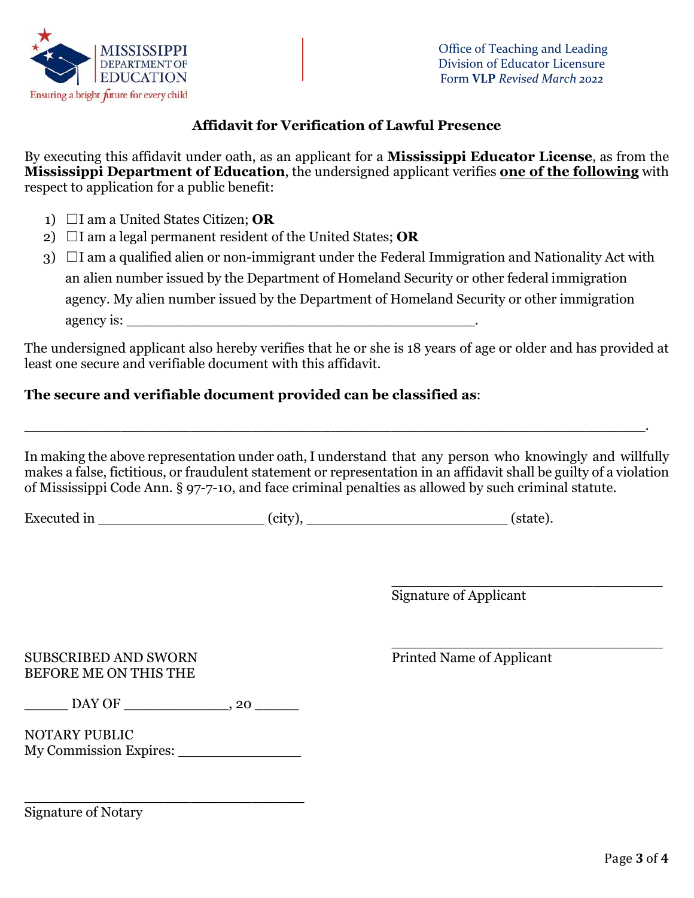MISSISSIPPI DEPARTMENT OF EDUCATION
Ensuring a bright future for every child

Office of Teaching and Leading
Division of Educator Licensure
Form **VLP** *Revised March 2022*

## Affidavit for Verification of Lawful Presence

By executing this affidavit under oath, as an applicant for a **Mississippi Educator License**, as from the **Mississippi Department of Education**, the undersigned applicant verifies **one of the following** with respect to application for a public benefit:

1) ☐I am a United States Citizen; **OR**
2) ☐I am a legal permanent resident of the United States; **OR**
3) ☐I am a qualified alien or non-immigrant under the Federal Immigration and Nationality Act with an alien number issued by the Department of Homeland Security or other federal immigration agency. My alien number issued by the Department of Homeland Security or other immigration agency is: ________________________________________.

The undersigned applicant also hereby verifies that he or she is 18 years of age or older and has provided at least one secure and verifiable document with this affidavit.

**The secure and verifiable document provided can be classified as**:

_____________________________________________________________________.

In making the above representation under oath, I understand that any person who knowingly and willfully makes a false, fictitious, or fraudulent statement or representation in an affidavit shall be guilty of a violation of Mississippi Code Ann. § 97-7-10, and face criminal penalties as allowed by such criminal statute.

Executed in ___________________ (city), _______________________ (state).

__________________________________
Signature of Applicant

__________________________________
Printed Name of Applicant

SUBSCRIBED AND SWORN
BEFORE ME ON THIS THE

______ DAY OF _____________, 20 _____

NOTARY PUBLIC
My Commission Expires: ______________

__________________________________
Signature of Notary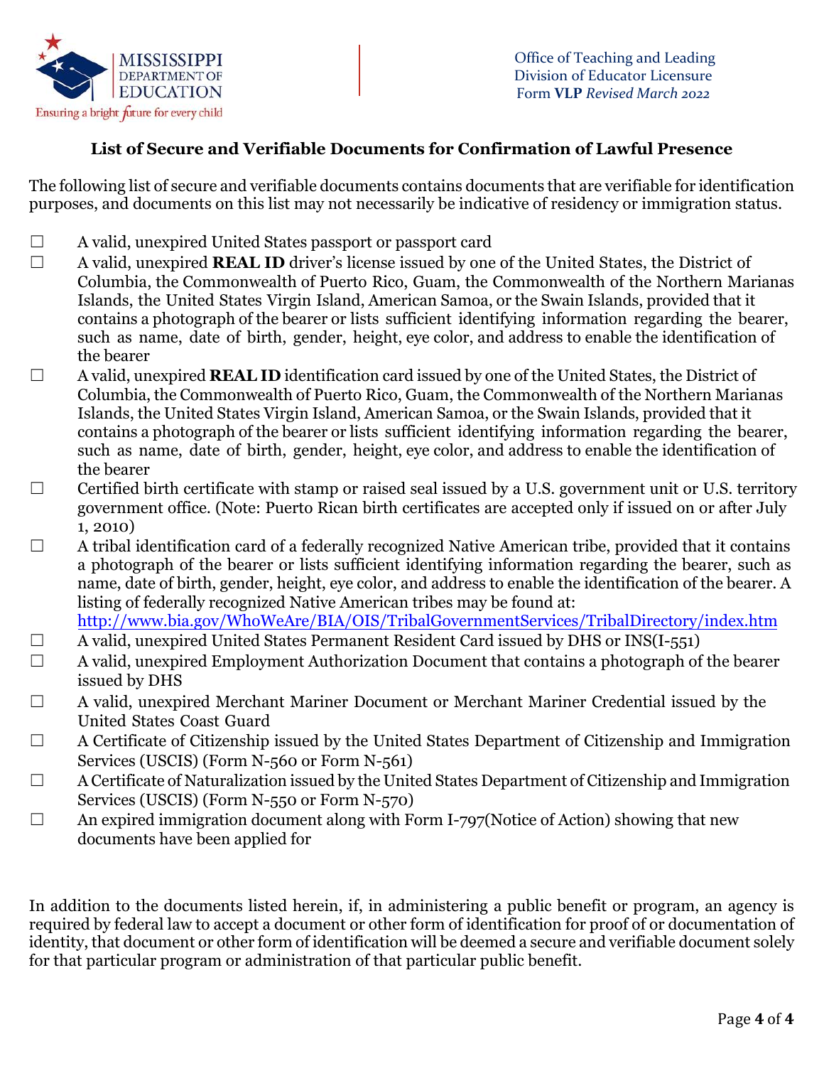Office of Teaching and Leading
Division of Educator Licensure
Form **VLP** *Revised March 2022*

## List of Secure and Verifiable Documents for Confirmation of Lawful Presence

The following list of secure and verifiable documents contains documents that are verifiable for identification purposes, and documents on this list may not necessarily be indicative of residency or immigration status.

- ☐ A valid, unexpired United States passport or passport card
- ☐ A valid, unexpired **REAL ID** driver's license issued by one of the United States, the District of Columbia, the Commonwealth of Puerto Rico, Guam, the Commonwealth of the Northern Marianas Islands, the United States Virgin Island, American Samoa, or the Swain Islands, provided that it contains a photograph of the bearer or lists sufficient identifying information regarding the bearer, such as name, date of birth, gender, height, eye color, and address to enable the identification of the bearer
- ☐ A valid, unexpired **REAL ID** identification card issued by one of the United States, the District of Columbia, the Commonwealth of Puerto Rico, Guam, the Commonwealth of the Northern Marianas Islands, the United States Virgin Island, American Samoa, or the Swain Islands, provided that it contains a photograph of the bearer or lists sufficient identifying information regarding the bearer, such as name, date of birth, gender, height, eye color, and address to enable the identification of the bearer
- ☐ Certified birth certificate with stamp or raised seal issued by a U.S. government unit or U.S. territory government office. (Note: Puerto Rican birth certificates are accepted only if issued on or after July 1, 2010)
- ☐ A tribal identification card of a federally recognized Native American tribe, provided that it contains a photograph of the bearer or lists sufficient identifying information regarding the bearer, such as name, date of birth, gender, height, eye color, and address to enable the identification of the bearer. A listing of federally recognized Native American tribes may be found at: http://www.bia.gov/WhoWeAre/BIA/OIS/TribalGovernmentServices/TribalDirectory/index.htm
- ☐ A valid, unexpired United States Permanent Resident Card issued by DHS or INS(I-551)
- ☐ A valid, unexpired Employment Authorization Document that contains a photograph of the bearer issued by DHS
- ☐ A valid, unexpired Merchant Mariner Document or Merchant Mariner Credential issued by the United States Coast Guard
- ☐ A Certificate of Citizenship issued by the United States Department of Citizenship and Immigration Services (USCIS) (Form N-560 or Form N-561)
- ☐ A Certificate of Naturalization issued by the United States Department of Citizenship and Immigration Services (USCIS) (Form N-550 or Form N-570)
- ☐ An expired immigration document along with Form I-797(Notice of Action) showing that new documents have been applied for

In addition to the documents listed herein, if, in administering a public benefit or program, an agency is required by federal law to accept a document or other form of identification for proof of or documentation of identity, that document or other form of identification will be deemed a secure and verifiable document solely for that particular program or administration of that particular public benefit.